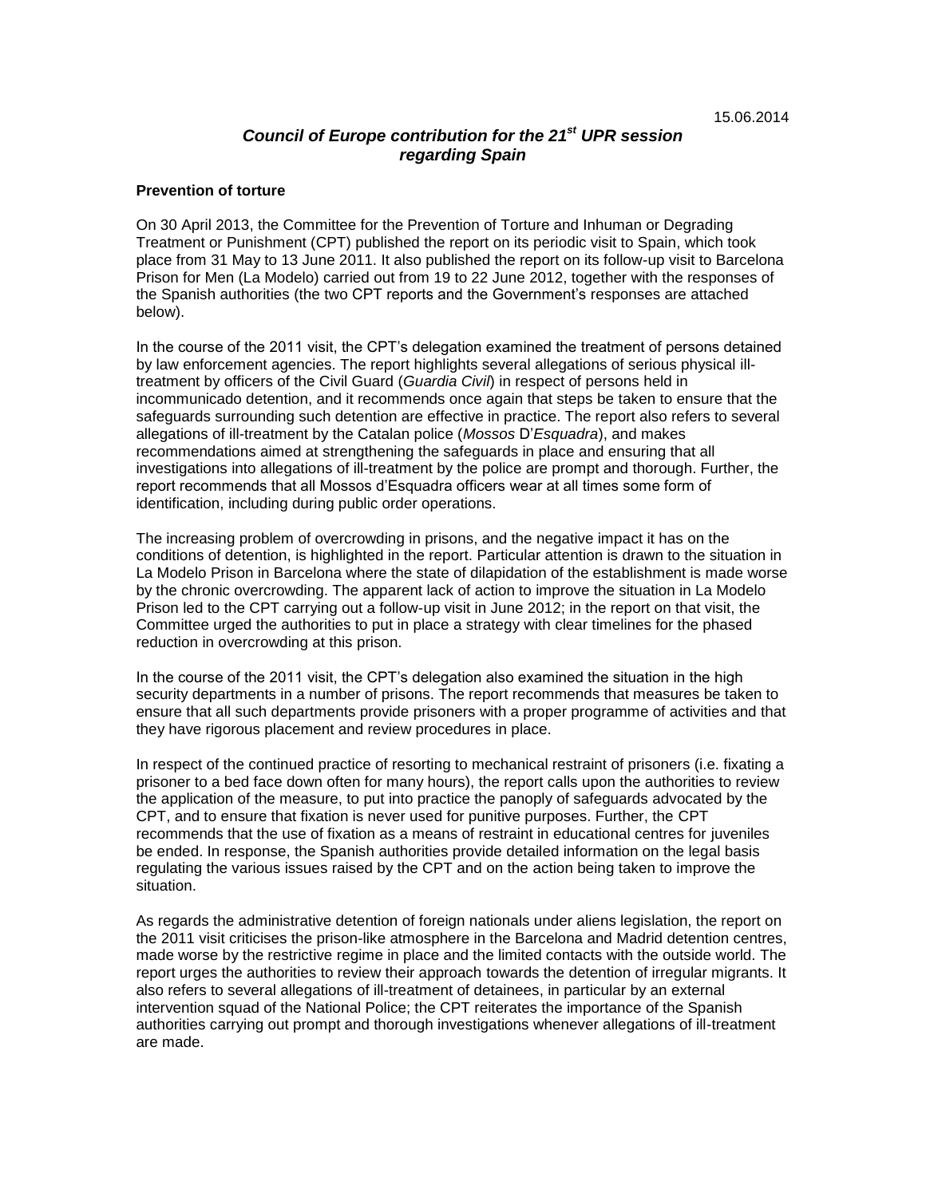15.06.2014

## *Council of Europe contribution for the 21st UPR session regarding Spain*

**Prevention of torture**

On 30 April 2013, the Committee for the Prevention of Torture and Inhuman or Degrading Treatment or Punishment (CPT) published the report on its periodic visit to Spain, which took place from 31 May to 13 June 2011. It also published the report on its follow-up visit to Barcelona Prison for Men (La Modelo) carried out from 19 to 22 June 2012, together with the responses of the Spanish authorities (the two CPT reports and the Government's responses are attached below).

In the course of the 2011 visit, the CPT's delegation examined the treatment of persons detained by law enforcement agencies. The report highlights several allegations of serious physical ill-treatment by officers of the Civil Guard (*Guardia Civil*) in respect of persons held in incommunicado detention, and it recommends once again that steps be taken to ensure that the safeguards surrounding such detention are effective in practice. The report also refers to several allegations of ill-treatment by the Catalan police (*Mossos* D'*Esquadra*), and makes recommendations aimed at strengthening the safeguards in place and ensuring that all investigations into allegations of ill-treatment by the police are prompt and thorough. Further, the report recommends that all Mossos d'Esquadra officers wear at all times some form of identification, including during public order operations.

The increasing problem of overcrowding in prisons, and the negative impact it has on the conditions of detention, is highlighted in the report. Particular attention is drawn to the situation in La Modelo Prison in Barcelona where the state of dilapidation of the establishment is made worse by the chronic overcrowding. The apparent lack of action to improve the situation in La Modelo Prison led to the CPT carrying out a follow-up visit in June 2012; in the report on that visit, the Committee urged the authorities to put in place a strategy with clear timelines for the phased reduction in overcrowding at this prison.

In the course of the 2011 visit, the CPT's delegation also examined the situation in the high security departments in a number of prisons. The report recommends that measures be taken to ensure that all such departments provide prisoners with a proper programme of activities and that they have rigorous placement and review procedures in place.

In respect of the continued practice of resorting to mechanical restraint of prisoners (i.e. fixating a prisoner to a bed face down often for many hours), the report calls upon the authorities to review the application of the measure, to put into practice the panoply of safeguards advocated by the CPT, and to ensure that fixation is never used for punitive purposes. Further, the CPT recommends that the use of fixation as a means of restraint in educational centres for juveniles be ended. In response, the Spanish authorities provide detailed information on the legal basis regulating the various issues raised by the CPT and on the action being taken to improve the situation.

As regards the administrative detention of foreign nationals under aliens legislation, the report on the 2011 visit criticises the prison-like atmosphere in the Barcelona and Madrid detention centres, made worse by the restrictive regime in place and the limited contacts with the outside world. The report urges the authorities to review their approach towards the detention of irregular migrants. It also refers to several allegations of ill-treatment of detainees, in particular by an external intervention squad of the National Police; the CPT reiterates the importance of the Spanish authorities carrying out prompt and thorough investigations whenever allegations of ill-treatment are made.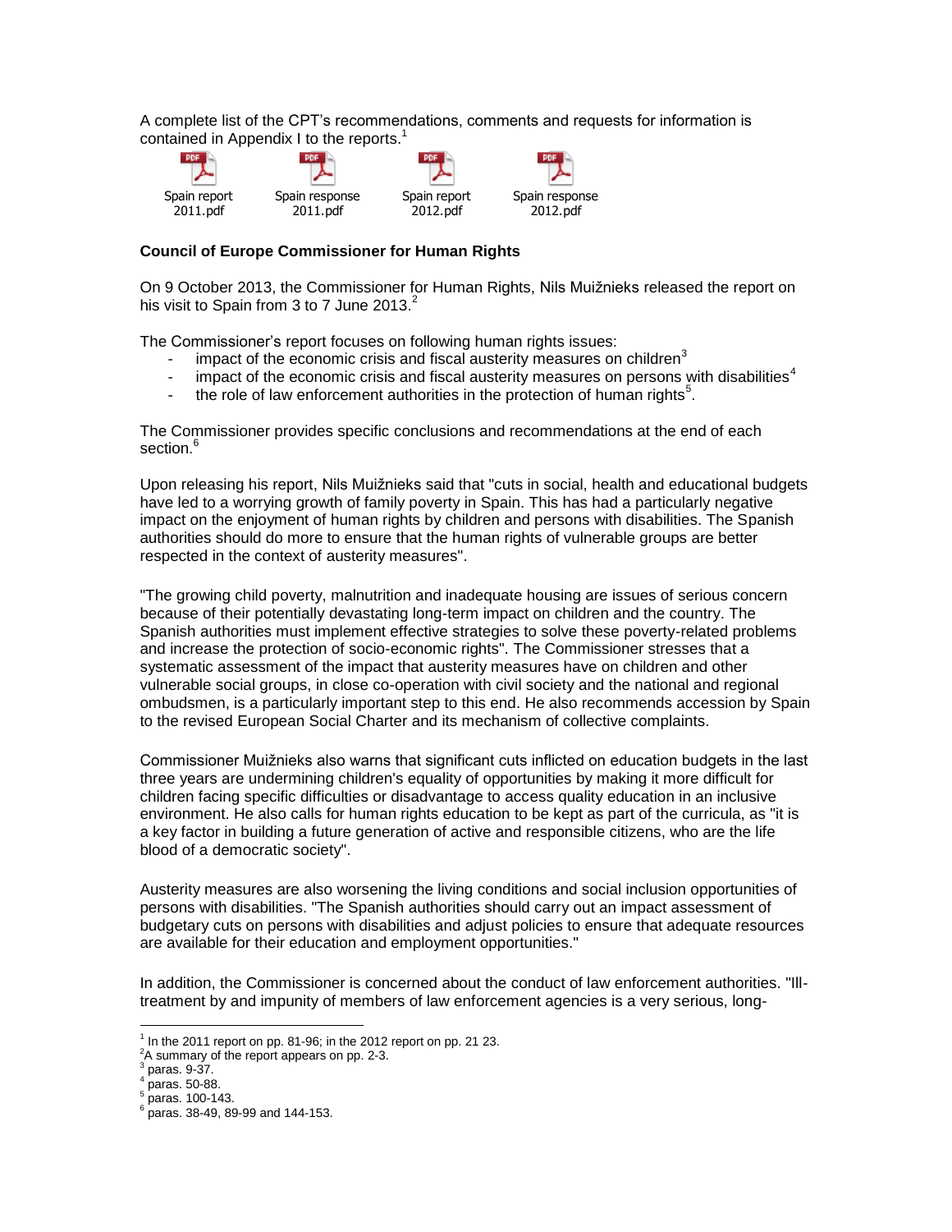A complete list of the CPT's recommendations, comments and requests for information is contained in Appendix I to the reports.[1]

Spain report 2011.pdf | Spain response 2011.pdf | Spain report 2012.pdf | Spain response 2012.pdf

**Council of Europe Commissioner for Human Rights**

On 9 October 2013, the Commissioner for Human Rights, Nils Muižnieks released the report on his visit to Spain from 3 to 7 June 2013.[2]

The Commissioner's report focuses on following human rights issues:

- impact of the economic crisis and fiscal austerity measures on children[3]
- impact of the economic crisis and fiscal austerity measures on persons with disabilities[4]
- the role of law enforcement authorities in the protection of human rights[5].

The Commissioner provides specific conclusions and recommendations at the end of each section.[6]

Upon releasing his report, Nils Muižnieks said that "cuts in social, health and educational budgets have led to a worrying growth of family poverty in Spain. This has had a particularly negative impact on the enjoyment of human rights by children and persons with disabilities. The Spanish authorities should do more to ensure that the human rights of vulnerable groups are better respected in the context of austerity measures".

"The growing child poverty, malnutrition and inadequate housing are issues of serious concern because of their potentially devastating long-term impact on children and the country. The Spanish authorities must implement effective strategies to solve these poverty-related problems and increase the protection of socio-economic rights". The Commissioner stresses that a systematic assessment of the impact that austerity measures have on children and other vulnerable social groups, in close co-operation with civil society and the national and regional ombudsmen, is a particularly important step to this end. He also recommends accession by Spain to the revised European Social Charter and its mechanism of collective complaints.

Commissioner Muižnieks also warns that significant cuts inflicted on education budgets in the last three years are undermining children's equality of opportunities by making it more difficult for children facing specific difficulties or disadvantage to access quality education in an inclusive environment. He also calls for human rights education to be kept as part of the curricula, as "it is a key factor in building a future generation of active and responsible citizens, who are the life blood of a democratic society".

Austerity measures are also worsening the living conditions and social inclusion opportunities of persons with disabilities. "The Spanish authorities should carry out an impact assessment of budgetary cuts on persons with disabilities and adjust policies to ensure that adequate resources are available for their education and employment opportunities."

In addition, the Commissioner is concerned about the conduct of law enforcement authorities. "Ill-treatment by and impunity of members of law enforcement agencies is a very serious, long-

---

[1] In the 2011 report on pp. 81-96; in the 2012 report on pp. 21 23.

[2] A summary of the report appears on pp. 2-3.

[3] paras. 9-37.

[4] paras. 50-88.

[5] paras. 100-143.

[6] paras. 38-49, 89-99 and 144-153.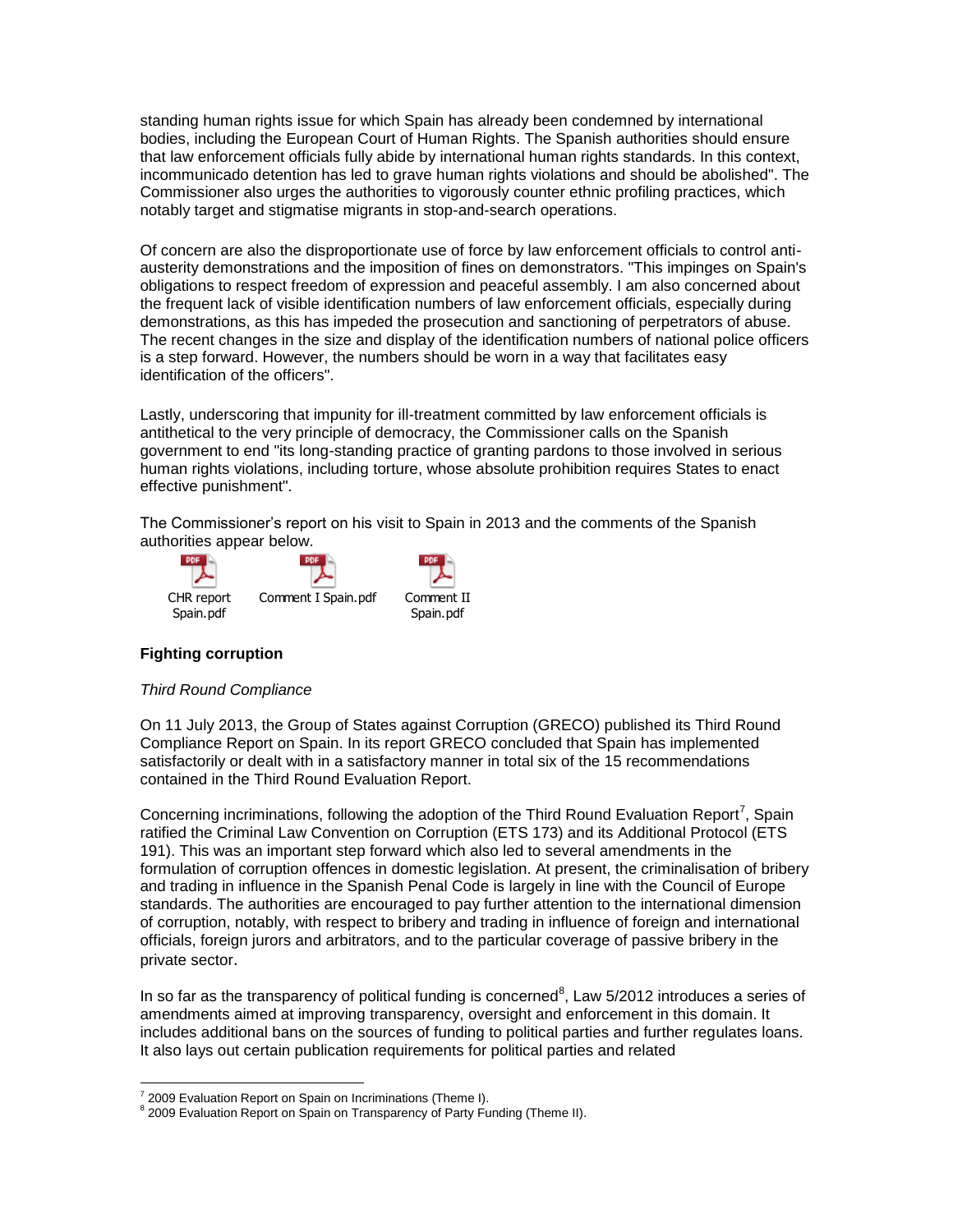standing human rights issue for which Spain has already been condemned by international bodies, including the European Court of Human Rights. The Spanish authorities should ensure that law enforcement officials fully abide by international human rights standards. In this context, incommunicado detention has led to grave human rights violations and should be abolished". The Commissioner also urges the authorities to vigorously counter ethnic profiling practices, which notably target and stigmatise migrants in stop-and-search operations.

Of concern are also the disproportionate use of force by law enforcement officials to control anti-austerity demonstrations and the imposition of fines on demonstrators. "This impinges on Spain's obligations to respect freedom of expression and peaceful assembly. I am also concerned about the frequent lack of visible identification numbers of law enforcement officials, especially during demonstrations, as this has impeded the prosecution and sanctioning of perpetrators of abuse. The recent changes in the size and display of the identification numbers of national police officers is a step forward. However, the numbers should be worn in a way that facilitates easy identification of the officers".

Lastly, underscoring that impunity for ill-treatment committed by law enforcement officials is antithetical to the very principle of democracy, the Commissioner calls on the Spanish government to end "its long-standing practice of granting pardons to those involved in serious human rights violations, including torture, whose absolute prohibition requires States to enact effective punishment".

The Commissioner's report on his visit to Spain in 2013 and the comments of the Spanish authorities appear below.

CHR report Spain.pdf    Comment I Spain.pdf    Comment II Spain.pdf

**Fighting corruption**

*Third Round Compliance*

On 11 July 2013, the Group of States against Corruption (GRECO) published its Third Round Compliance Report on Spain. In its report GRECO concluded that Spain has implemented satisfactorily or dealt with in a satisfactory manner in total six of the 15 recommendations contained in the Third Round Evaluation Report.

Concerning incriminations, following the adoption of the Third Round Evaluation Report[7], Spain ratified the Criminal Law Convention on Corruption (ETS 173) and its Additional Protocol (ETS 191). This was an important step forward which also led to several amendments in the formulation of corruption offences in domestic legislation. At present, the criminalisation of bribery and trading in influence in the Spanish Penal Code is largely in line with the Council of Europe standards. The authorities are encouraged to pay further attention to the international dimension of corruption, notably, with respect to bribery and trading in influence of foreign and international officials, foreign jurors and arbitrators, and to the particular coverage of passive bribery in the private sector.

In so far as the transparency of political funding is concerned[8], Law 5/2012 introduces a series of amendments aimed at improving transparency, oversight and enforcement in this domain. It includes additional bans on the sources of funding to political parties and further regulates loans. It also lays out certain publication requirements for political parties and related

[7] 2009 Evaluation Report on Spain on Incriminations (Theme I).

[8] 2009 Evaluation Report on Spain on Transparency of Party Funding (Theme II).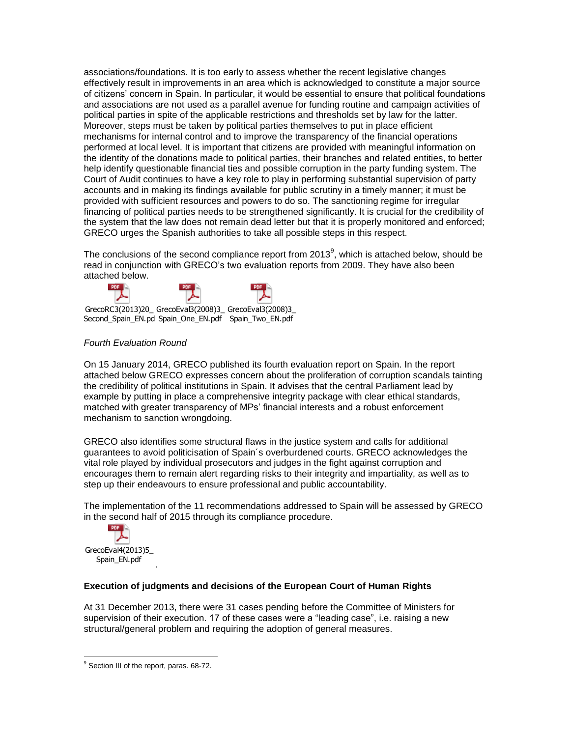associations/foundations. It is too early to assess whether the recent legislative changes effectively result in improvements in an area which is acknowledged to constitute a major source of citizens' concern in Spain. In particular, it would be essential to ensure that political foundations and associations are not used as a parallel avenue for funding routine and campaign activities of political parties in spite of the applicable restrictions and thresholds set by law for the latter. Moreover, steps must be taken by political parties themselves to put in place efficient mechanisms for internal control and to improve the transparency of the financial operations performed at local level. It is important that citizens are provided with meaningful information on the identity of the donations made to political parties, their branches and related entities, to better help identify questionable financial ties and possible corruption in the party funding system. The Court of Audit continues to have a key role to play in performing substantial supervision of party accounts and in making its findings available for public scrutiny in a timely manner; it must be provided with sufficient resources and powers to do so. The sanctioning regime for irregular financing of political parties needs to be strengthened significantly. It is crucial for the credibility of the system that the law does not remain dead letter but that it is properly monitored and enforced; GRECO urges the Spanish authorities to take all possible steps in this respect.

The conclusions of the second compliance report from 2013[9], which is attached below, should be read in conjunction with GRECO's two evaluation reports from 2009. They have also been attached below.

GrecoRC3(2013)20_Second_Spain_EN.pd GrecoEval3(2008)3_Spain_One_EN.pdf GrecoEval3(2008)3_Spain_Two_EN.pdf

*Fourth Evaluation Round*

On 15 January 2014, GRECO published its fourth evaluation report on Spain. In the report attached below GRECO expresses concern about the proliferation of corruption scandals tainting the credibility of political institutions in Spain. It advises that the central Parliament lead by example by putting in place a comprehensive integrity package with clear ethical standards, matched with greater transparency of MPs' financial interests and a robust enforcement mechanism to sanction wrongdoing.

GRECO also identifies some structural flaws in the justice system and calls for additional guarantees to avoid politicisation of Spain´s overburdened courts. GRECO acknowledges the vital role played by individual prosecutors and judges in the fight against corruption and encourages them to remain alert regarding risks to their integrity and impartiality, as well as to step up their endeavours to ensure professional and public accountability.

The implementation of the 11 recommendations addressed to Spain will be assessed by GRECO in the second half of 2015 through its compliance procedure.

GrecoEval4(2013)5_Spain_EN.pdf

**Execution of judgments and decisions of the European Court of Human Rights**

At 31 December 2013, there were 31 cases pending before the Committee of Ministers for supervision of their execution. 17 of these cases were a "leading case", i.e. raising a new structural/general problem and requiring the adoption of general measures.

[9] Section III of the report, paras. 68-72.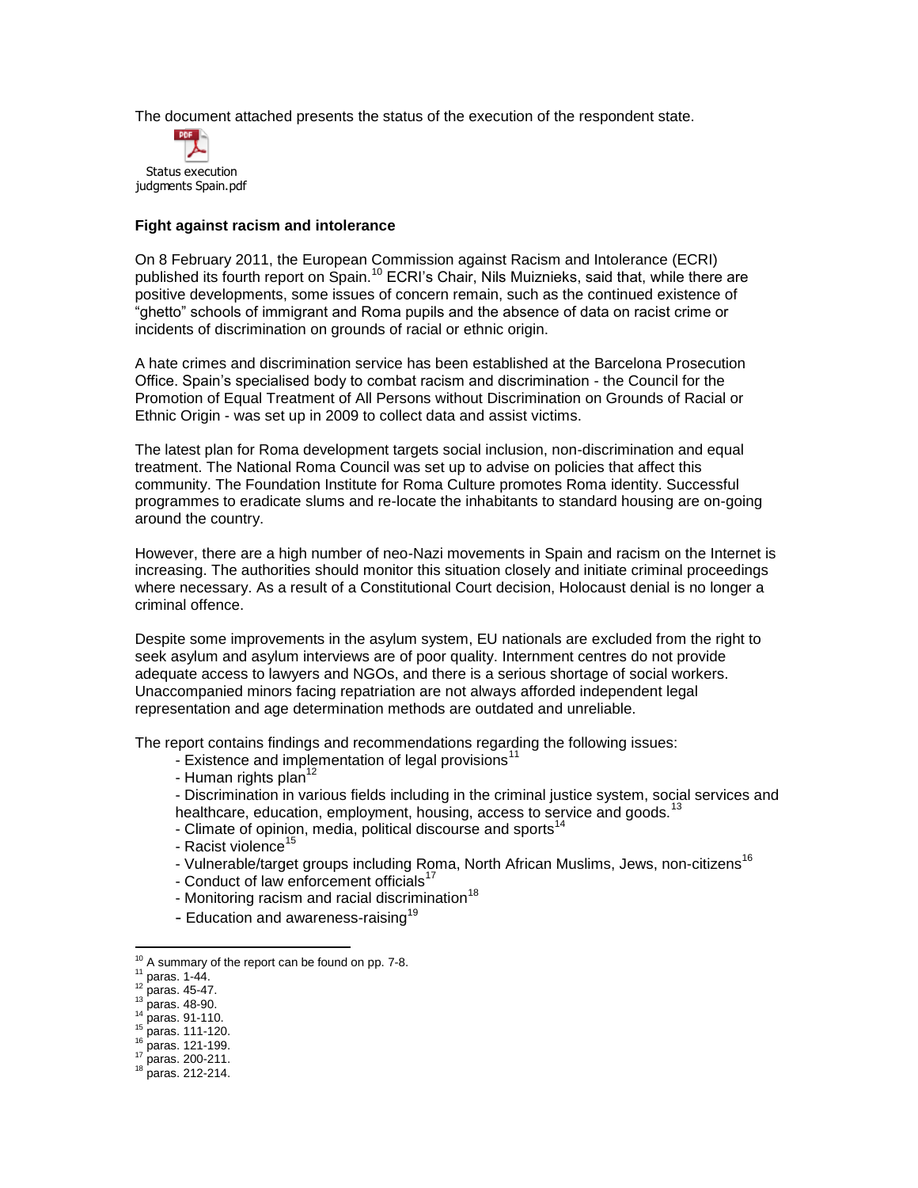The document attached presents the status of the execution of the respondent state.

Status execution judgments Spain.pdf

**Fight against racism and intolerance**

On 8 February 2011, the European Commission against Racism and Intolerance (ECRI) published its fourth report on Spain.[10] ECRI's Chair, Nils Muiznieks, said that, while there are positive developments, some issues of concern remain, such as the continued existence of "ghetto" schools of immigrant and Roma pupils and the absence of data on racist crime or incidents of discrimination on grounds of racial or ethnic origin.

A hate crimes and discrimination service has been established at the Barcelona Prosecution Office. Spain's specialised body to combat racism and discrimination - the Council for the Promotion of Equal Treatment of All Persons without Discrimination on Grounds of Racial or Ethnic Origin - was set up in 2009 to collect data and assist victims.

The latest plan for Roma development targets social inclusion, non-discrimination and equal treatment. The National Roma Council was set up to advise on policies that affect this community. The Foundation Institute for Roma Culture promotes Roma identity. Successful programmes to eradicate slums and re-locate the inhabitants to standard housing are on-going around the country.

However, there are a high number of neo-Nazi movements in Spain and racism on the Internet is increasing. The authorities should monitor this situation closely and initiate criminal proceedings where necessary. As a result of a Constitutional Court decision, Holocaust denial is no longer a criminal offence.

Despite some improvements in the asylum system, EU nationals are excluded from the right to seek asylum and asylum interviews are of poor quality. Internment centres do not provide adequate access to lawyers and NGOs, and there is a serious shortage of social workers. Unaccompanied minors facing repatriation are not always afforded independent legal representation and age determination methods are outdated and unreliable.

The report contains findings and recommendations regarding the following issues:

- Existence and implementation of legal provisions[11]
- Human rights plan[12]
- Discrimination in various fields including in the criminal justice system, social services and healthcare, education, employment, housing, access to service and goods.[13]
- Climate of opinion, media, political discourse and sports[14]
- Racist violence[15]
- Vulnerable/target groups including Roma, North African Muslims, Jews, non-citizens[16]
- Conduct of law enforcement officials[17]
- Monitoring racism and racial discrimination[18]
- Education and awareness-raising[19]

---

[10] A summary of the report can be found on pp. 7-8.
[11] paras. 1-44.
[12] paras. 45-47.
[13] paras. 48-90.
[14] paras. 91-110.
[15] paras. 111-120.
[16] paras. 121-199.
[17] paras. 200-211.
[18] paras. 212-214.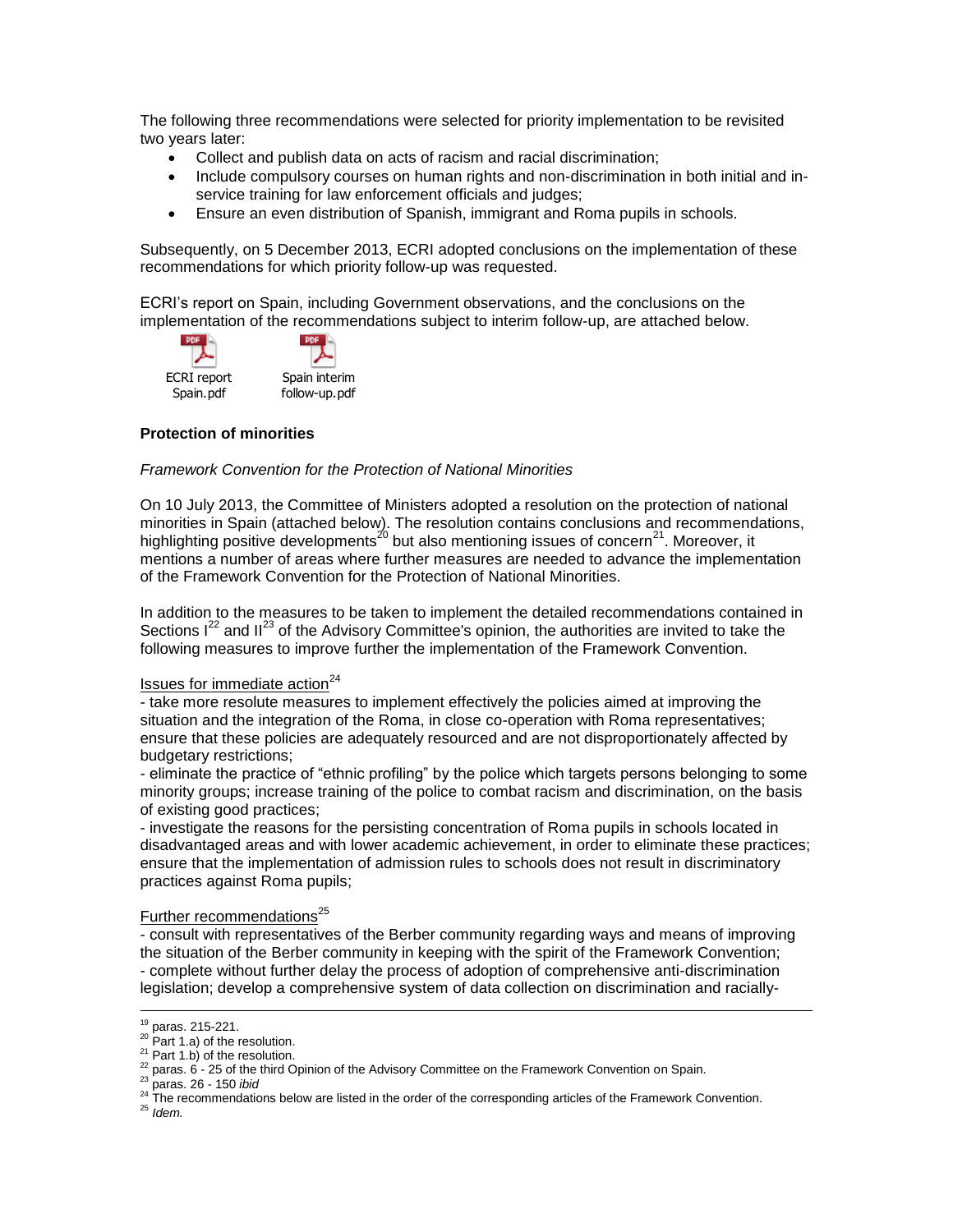The following three recommendations were selected for priority implementation to be revisited two years later:

- Collect and publish data on acts of racism and racial discrimination;
- Include compulsory courses on human rights and non-discrimination in both initial and in-service training for law enforcement officials and judges;
- Ensure an even distribution of Spanish, immigrant and Roma pupils in schools.

Subsequently, on 5 December 2013, ECRI adopted conclusions on the implementation of these recommendations for which priority follow-up was requested.

ECRI's report on Spain, including Government observations, and the conclusions on the implementation of the recommendations subject to interim follow-up, are attached below.

ECRI report Spain.pdf

Spain interim follow-up.pdf

**Protection of minorities**

*Framework Convention for the Protection of National Minorities*

On 10 July 2013, the Committee of Ministers adopted a resolution on the protection of national minorities in Spain (attached below). The resolution contains conclusions and recommendations, highlighting positive developments[20] but also mentioning issues of concern[21]. Moreover, it mentions a number of areas where further measures are needed to advance the implementation of the Framework Convention for the Protection of National Minorities.

In addition to the measures to be taken to implement the detailed recommendations contained in Sections I[22] and II[23] of the Advisory Committee's opinion, the authorities are invited to take the following measures to improve further the implementation of the Framework Convention.

Issues for immediate action[24]

- take more resolute measures to implement effectively the policies aimed at improving the situation and the integration of the Roma, in close co-operation with Roma representatives; ensure that these policies are adequately resourced and are not disproportionately affected by budgetary restrictions;
- eliminate the practice of "ethnic profiling" by the police which targets persons belonging to some minority groups; increase training of the police to combat racism and discrimination, on the basis of existing good practices;
- investigate the reasons for the persisting concentration of Roma pupils in schools located in disadvantaged areas and with lower academic achievement, in order to eliminate these practices; ensure that the implementation of admission rules to schools does not result in discriminatory practices against Roma pupils;

Further recommendations[25]

- consult with representatives of the Berber community regarding ways and means of improving the situation of the Berber community in keeping with the spirit of the Framework Convention;
- complete without further delay the process of adoption of comprehensive anti-discrimination legislation; develop a comprehensive system of data collection on discrimination and racially-

---

[19] paras. 215-221.
[20] Part 1.a) of the resolution.
[21] Part 1.b) of the resolution.
[22] paras. 6 - 25 of the third Opinion of the Advisory Committee on the Framework Convention on Spain.
[23] paras. 26 - 150 *ibid*
[24] The recommendations below are listed in the order of the corresponding articles of the Framework Convention.
[25] *Idem.*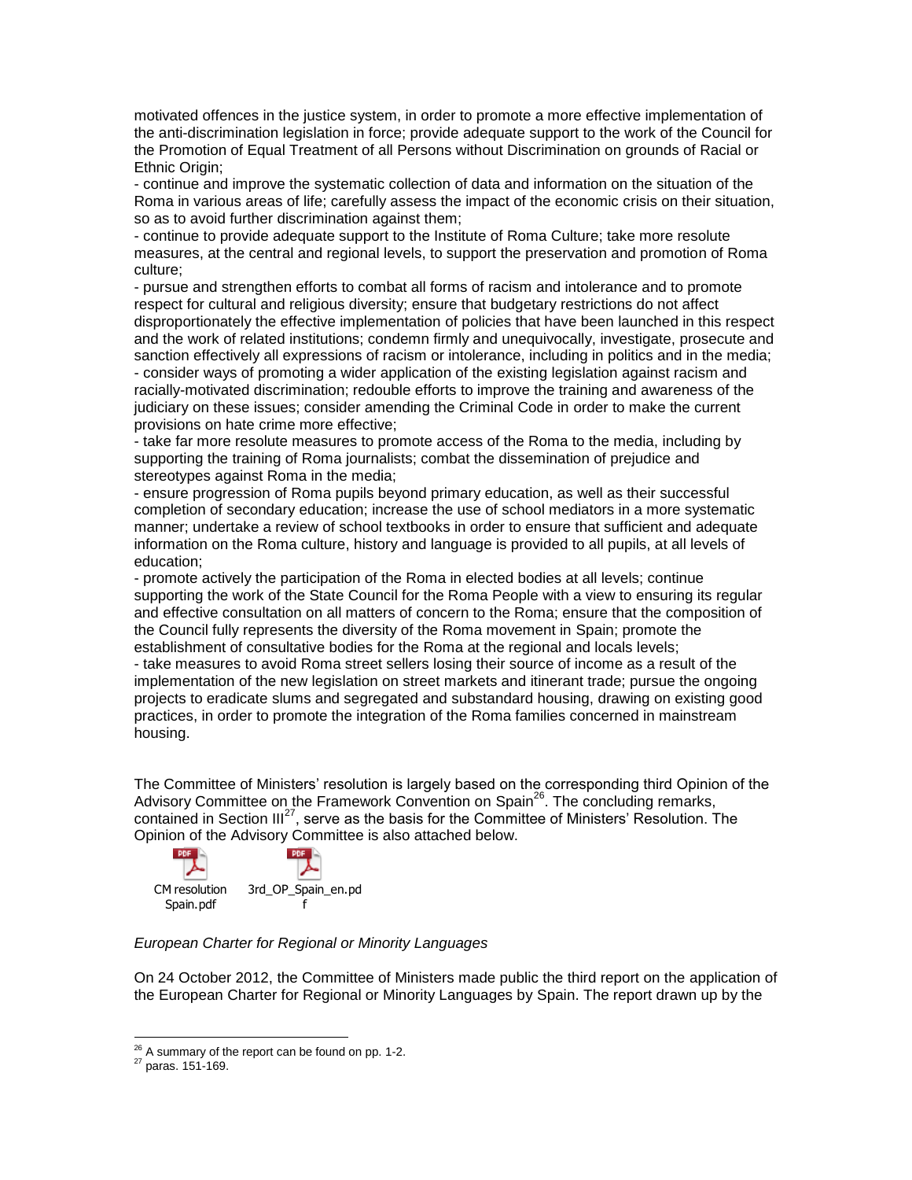motivated offences in the justice system, in order to promote a more effective implementation of the anti-discrimination legislation in force; provide adequate support to the work of the Council for the Promotion of Equal Treatment of all Persons without Discrimination on grounds of Racial or Ethnic Origin;

- continue and improve the systematic collection of data and information on the situation of the Roma in various areas of life; carefully assess the impact of the economic crisis on their situation, so as to avoid further discrimination against them;
- continue to provide adequate support to the Institute of Roma Culture; take more resolute measures, at the central and regional levels, to support the preservation and promotion of Roma culture;
- pursue and strengthen efforts to combat all forms of racism and intolerance and to promote respect for cultural and religious diversity; ensure that budgetary restrictions do not affect disproportionately the effective implementation of policies that have been launched in this respect and the work of related institutions; condemn firmly and unequivocally, investigate, prosecute and sanction effectively all expressions of racism or intolerance, including in politics and in the media;
- consider ways of promoting a wider application of the existing legislation against racism and racially-motivated discrimination; redouble efforts to improve the training and awareness of the judiciary on these issues; consider amending the Criminal Code in order to make the current provisions on hate crime more effective;
- take far more resolute measures to promote access of the Roma to the media, including by supporting the training of Roma journalists; combat the dissemination of prejudice and stereotypes against Roma in the media;
- ensure progression of Roma pupils beyond primary education, as well as their successful completion of secondary education; increase the use of school mediators in a more systematic manner; undertake a review of school textbooks in order to ensure that sufficient and adequate information on the Roma culture, history and language is provided to all pupils, at all levels of education;
- promote actively the participation of the Roma in elected bodies at all levels; continue supporting the work of the State Council for the Roma People with a view to ensuring its regular and effective consultation on all matters of concern to the Roma; ensure that the composition of the Council fully represents the diversity of the Roma movement in Spain; promote the establishment of consultative bodies for the Roma at the regional and locals levels;
- take measures to avoid Roma street sellers losing their source of income as a result of the implementation of the new legislation on street markets and itinerant trade; pursue the ongoing projects to eradicate slums and segregated and substandard housing, drawing on existing good practices, in order to promote the integration of the Roma families concerned in mainstream housing.

The Committee of Ministers' resolution is largely based on the corresponding third Opinion of the Advisory Committee on the Framework Convention on Spain[26]. The concluding remarks, contained in Section III[27], serve as the basis for the Committee of Ministers' Resolution. The Opinion of the Advisory Committee is also attached below.

CM resolution Spain.pdf    3rd_OP_Spain_en.pdf

*European Charter for Regional or Minority Languages*

On 24 October 2012, the Committee of Ministers made public the third report on the application of the European Charter for Regional or Minority Languages by Spain. The report drawn up by the

[26] A summary of the report can be found on pp. 1-2.

[27] paras. 151-169.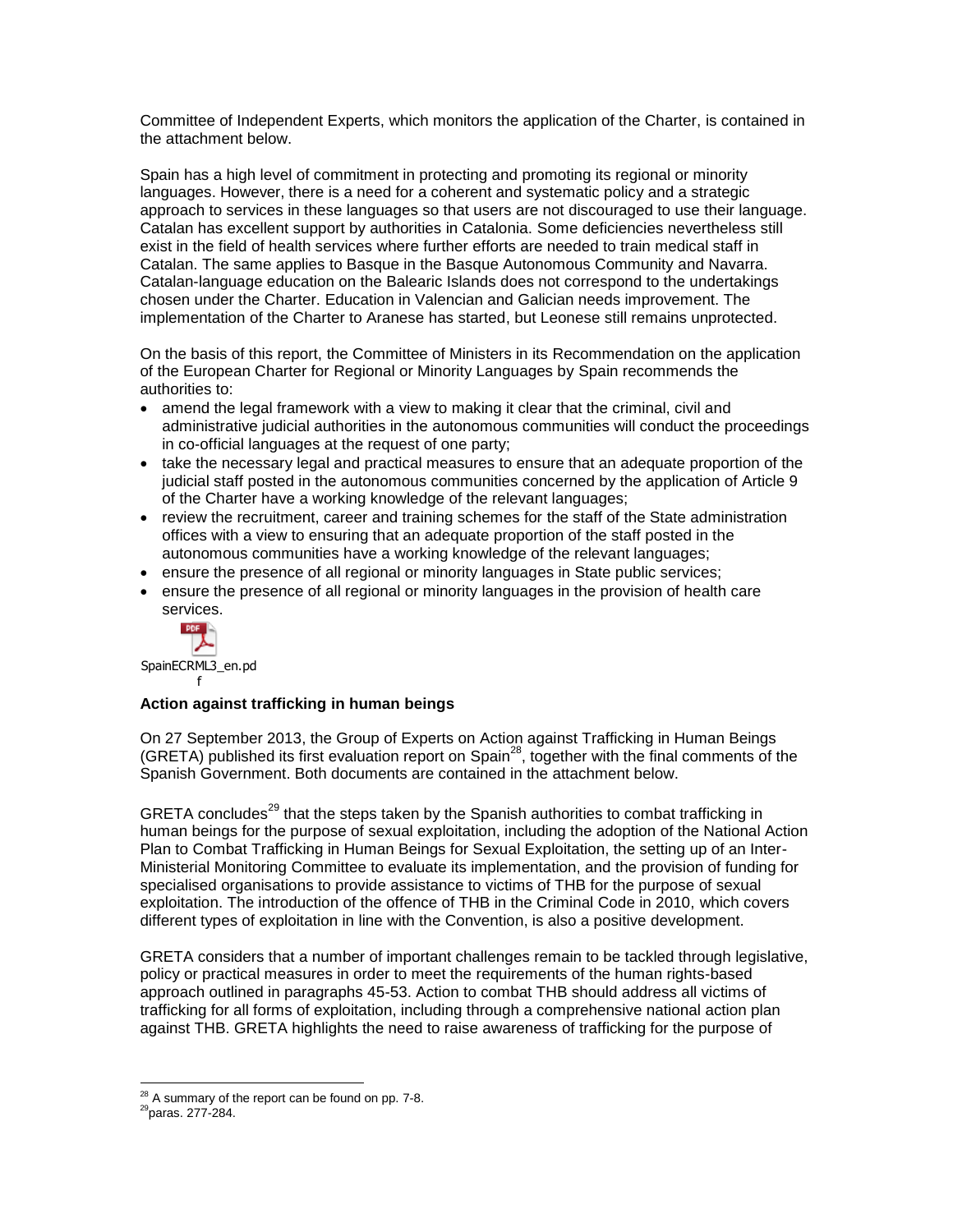Committee of Independent Experts, which monitors the application of the Charter, is contained in the attachment below.

Spain has a high level of commitment in protecting and promoting its regional or minority languages. However, there is a need for a coherent and systematic policy and a strategic approach to services in these languages so that users are not discouraged to use their language. Catalan has excellent support by authorities in Catalonia. Some deficiencies nevertheless still exist in the field of health services where further efforts are needed to train medical staff in Catalan. The same applies to Basque in the Basque Autonomous Community and Navarra. Catalan-language education on the Balearic Islands does not correspond to the undertakings chosen under the Charter. Education in Valencian and Galician needs improvement. The implementation of the Charter to Aranese has started, but Leonese still remains unprotected.

On the basis of this report, the Committee of Ministers in its Recommendation on the application of the European Charter for Regional or Minority Languages by Spain recommends the authorities to:

- amend the legal framework with a view to making it clear that the criminal, civil and administrative judicial authorities in the autonomous communities will conduct the proceedings in co-official languages at the request of one party;
- take the necessary legal and practical measures to ensure that an adequate proportion of the judicial staff posted in the autonomous communities concerned by the application of Article 9 of the Charter have a working knowledge of the relevant languages;
- review the recruitment, career and training schemes for the staff of the State administration offices with a view to ensuring that an adequate proportion of the staff posted in the autonomous communities have a working knowledge of the relevant languages;
- ensure the presence of all regional or minority languages in State public services;
- ensure the presence of all regional or minority languages in the provision of health care services.

SpainECRML3_en.pdf

**Action against trafficking in human beings**

On 27 September 2013, the Group of Experts on Action against Trafficking in Human Beings (GRETA) published its first evaluation report on Spain[28], together with the final comments of the Spanish Government. Both documents are contained in the attachment below.

GRETA concludes[29] that the steps taken by the Spanish authorities to combat trafficking in human beings for the purpose of sexual exploitation, including the adoption of the National Action Plan to Combat Trafficking in Human Beings for Sexual Exploitation, the setting up of an Inter-Ministerial Monitoring Committee to evaluate its implementation, and the provision of funding for specialised organisations to provide assistance to victims of THB for the purpose of sexual exploitation. The introduction of the offence of THB in the Criminal Code in 2010, which covers different types of exploitation in line with the Convention, is also a positive development.

GRETA considers that a number of important challenges remain to be tackled through legislative, policy or practical measures in order to meet the requirements of the human rights-based approach outlined in paragraphs 45-53. Action to combat THB should address all victims of trafficking for all forms of exploitation, including through a comprehensive national action plan against THB. GRETA highlights the need to raise awareness of trafficking for the purpose of

---

[28] A summary of the report can be found on pp. 7-8.

[29] paras. 277-284.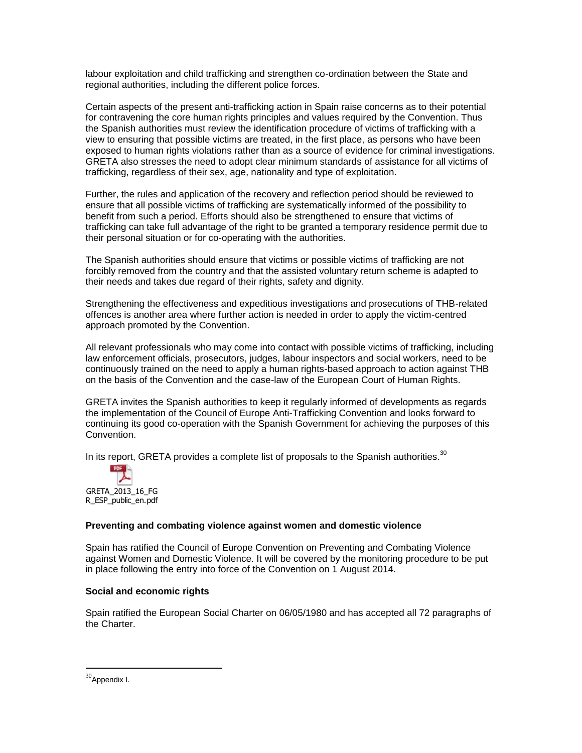labour exploitation and child trafficking and strengthen co-ordination between the State and regional authorities, including the different police forces.

Certain aspects of the present anti-trafficking action in Spain raise concerns as to their potential for contravening the core human rights principles and values required by the Convention. Thus the Spanish authorities must review the identification procedure of victims of trafficking with a view to ensuring that possible victims are treated, in the first place, as persons who have been exposed to human rights violations rather than as a source of evidence for criminal investigations. GRETA also stresses the need to adopt clear minimum standards of assistance for all victims of trafficking, regardless of their sex, age, nationality and type of exploitation.

Further, the rules and application of the recovery and reflection period should be reviewed to ensure that all possible victims of trafficking are systematically informed of the possibility to benefit from such a period. Efforts should also be strengthened to ensure that victims of trafficking can take full advantage of the right to be granted a temporary residence permit due to their personal situation or for co-operating with the authorities.

The Spanish authorities should ensure that victims or possible victims of trafficking are not forcibly removed from the country and that the assisted voluntary return scheme is adapted to their needs and takes due regard of their rights, safety and dignity.

Strengthening the effectiveness and expeditious investigations and prosecutions of THB-related offences is another area where further action is needed in order to apply the victim-centred approach promoted by the Convention.

All relevant professionals who may come into contact with possible victims of trafficking, including law enforcement officials, prosecutors, judges, labour inspectors and social workers, need to be continuously trained on the need to apply a human rights-based approach to action against THB on the basis of the Convention and the case-law of the European Court of Human Rights.

GRETA invites the Spanish authorities to keep it regularly informed of developments as regards the implementation of the Council of Europe Anti-Trafficking Convention and looks forward to continuing its good co-operation with the Spanish Government for achieving the purposes of this Convention.

In its report, GRETA provides a complete list of proposals to the Spanish authorities.[30]

GRETA_2013_16_FGR_ESP_public_en.pdf

**Preventing and combating violence against women and domestic violence**

Spain has ratified the Council of Europe Convention on Preventing and Combating Violence against Women and Domestic Violence. It will be covered by the monitoring procedure to be put in place following the entry into force of the Convention on 1 August 2014.

**Social and economic rights**

Spain ratified the European Social Charter on 06/05/1980 and has accepted all 72 paragraphs of the Charter.

---

[30] Appendix I.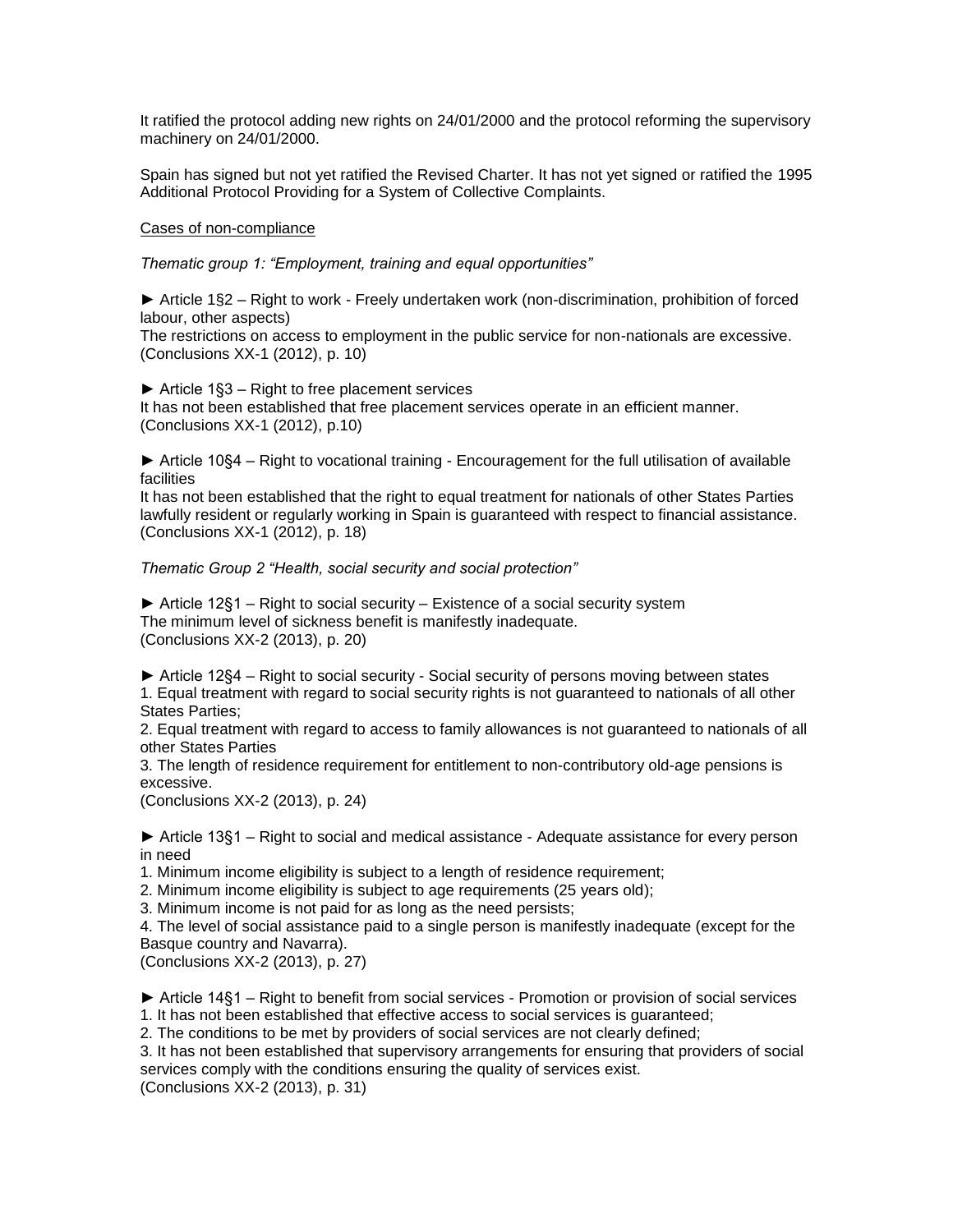It ratified the protocol adding new rights on 24/01/2000 and the protocol reforming the supervisory machinery on 24/01/2000.

Spain has signed but not yet ratified the Revised Charter. It has not yet signed or ratified the 1995 Additional Protocol Providing for a System of Collective Complaints.

<u>Cases of non-compliance</u>

*Thematic group 1: "Employment, training and equal opportunities"*

► Article 1§2 – Right to work - Freely undertaken work (non-discrimination, prohibition of forced labour, other aspects)
The restrictions on access to employment in the public service for non-nationals are excessive. (Conclusions XX-1 (2012), p. 10)

► Article 1§3 – Right to free placement services
It has not been established that free placement services operate in an efficient manner. (Conclusions XX-1 (2012), p.10)

► Article 10§4 – Right to vocational training - Encouragement for the full utilisation of available facilities
It has not been established that the right to equal treatment for nationals of other States Parties lawfully resident or regularly working in Spain is guaranteed with respect to financial assistance. (Conclusions XX-1 (2012), p. 18)

*Thematic Group 2 "Health, social security and social protection"*

► Article 12§1 – Right to social security – Existence of a social security system
The minimum level of sickness benefit is manifestly inadequate.
(Conclusions XX-2 (2013), p. 20)

► Article 12§4 – Right to social security - Social security of persons moving between states
1. Equal treatment with regard to social security rights is not guaranteed to nationals of all other States Parties;
2. Equal treatment with regard to access to family allowances is not guaranteed to nationals of all other States Parties
3. The length of residence requirement for entitlement to non-contributory old-age pensions is excessive.
(Conclusions XX-2 (2013), p. 24)

► Article 13§1 – Right to social and medical assistance - Adequate assistance for every person in need
1. Minimum income eligibility is subject to a length of residence requirement;
2. Minimum income eligibility is subject to age requirements (25 years old);
3. Minimum income is not paid for as long as the need persists;
4. The level of social assistance paid to a single person is manifestly inadequate (except for the Basque country and Navarra).
(Conclusions XX-2 (2013), p. 27)

► Article 14§1 – Right to benefit from social services - Promotion or provision of social services
1. It has not been established that effective access to social services is guaranteed;
2. The conditions to be met by providers of social services are not clearly defined;
3. It has not been established that supervisory arrangements for ensuring that providers of social services comply with the conditions ensuring the quality of services exist.
(Conclusions XX-2 (2013), p. 31)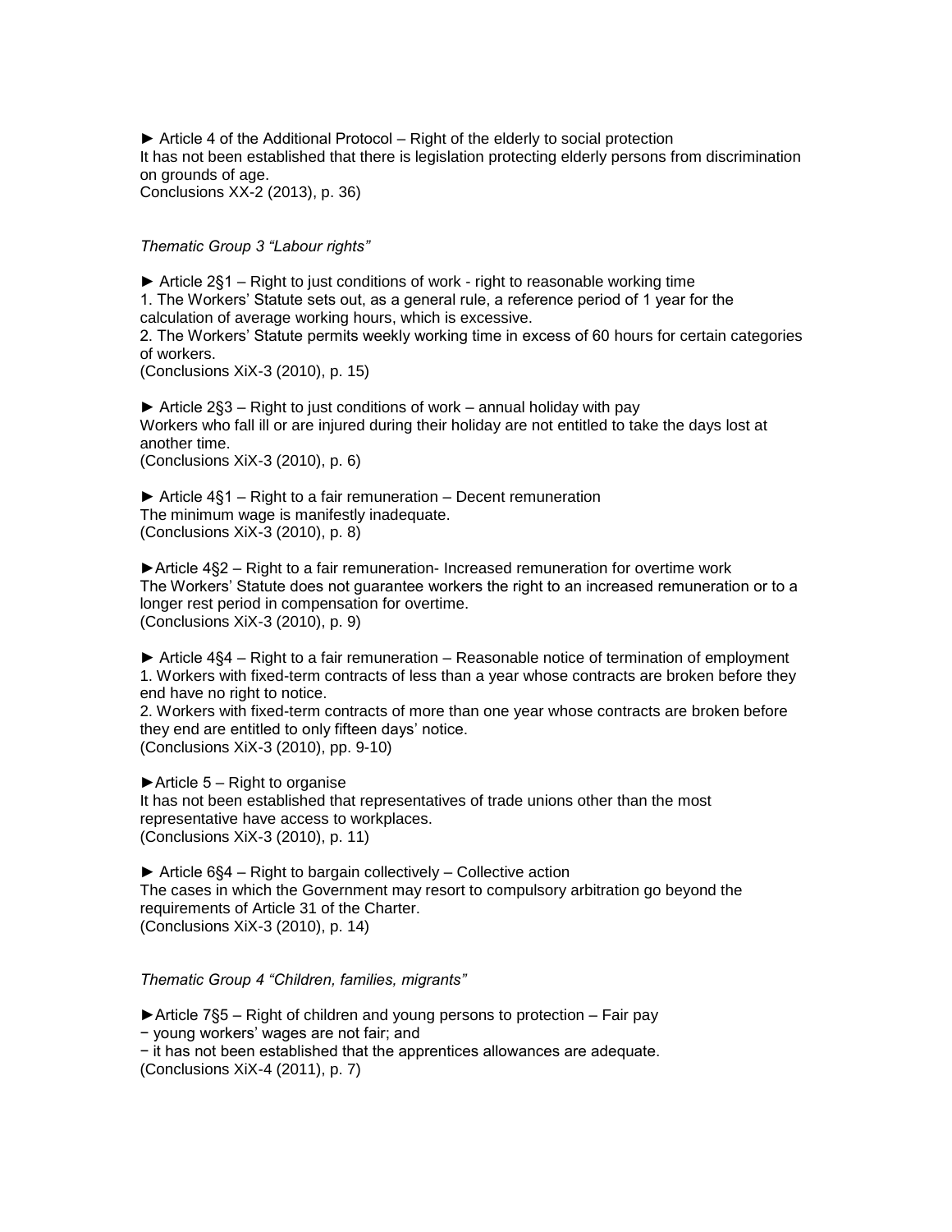► Article 4 of the Additional Protocol – Right of the elderly to social protection
It has not been established that there is legislation protecting elderly persons from discrimination on grounds of age.
Conclusions XX-2 (2013), p. 36)

*Thematic Group 3 "Labour rights"*

► Article 2§1 – Right to just conditions of work - right to reasonable working time
1. The Workers' Statute sets out, as a general rule, a reference period of 1 year for the calculation of average working hours, which is excessive.
2. The Workers' Statute permits weekly working time in excess of 60 hours for certain categories of workers.
(Conclusions XiX-3 (2010), p. 15)

► Article 2§3 – Right to just conditions of work – annual holiday with pay
Workers who fall ill or are injured during their holiday are not entitled to take the days lost at another time.
(Conclusions XiX-3 (2010), p. 6)

► Article 4§1 – Right to a fair remuneration – Decent remuneration
The minimum wage is manifestly inadequate.
(Conclusions XiX-3 (2010), p. 8)

►Article 4§2 – Right to a fair remuneration- Increased remuneration for overtime work
The Workers' Statute does not guarantee workers the right to an increased remuneration or to a longer rest period in compensation for overtime.
(Conclusions XiX-3 (2010), p. 9)

► Article 4§4 – Right to a fair remuneration – Reasonable notice of termination of employment
1. Workers with fixed-term contracts of less than a year whose contracts are broken before they end have no right to notice.
2. Workers with fixed-term contracts of more than one year whose contracts are broken before they end are entitled to only fifteen days' notice.
(Conclusions XiX-3 (2010), pp. 9-10)

►Article 5 – Right to organise
It has not been established that representatives of trade unions other than the most representative have access to workplaces.
(Conclusions XiX-3 (2010), p. 11)

► Article 6§4 – Right to bargain collectively – Collective action
The cases in which the Government may resort to compulsory arbitration go beyond the requirements of Article 31 of the Charter.
(Conclusions XiX-3 (2010), p. 14)

*Thematic Group 4 "Children, families, migrants"*

►Article 7§5 – Right of children and young persons to protection – Fair pay
− young workers' wages are not fair; and
− it has not been established that the apprentices allowances are adequate.
(Conclusions XiX-4 (2011), p. 7)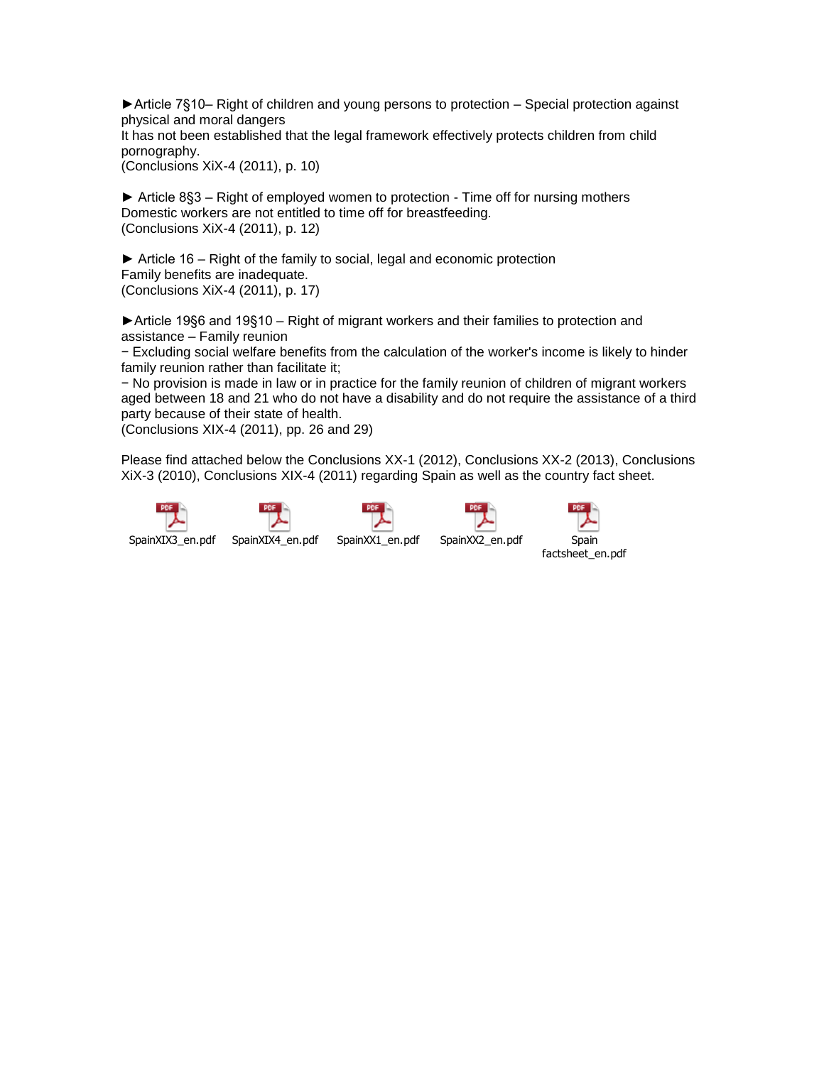►Article 7§10– Right of children and young persons to protection – Special protection against physical and moral dangers
It has not been established that the legal framework effectively protects children from child pornography.
(Conclusions XiX-4 (2011), p. 10)

► Article 8§3 – Right of employed women to protection - Time off for nursing mothers
Domestic workers are not entitled to time off for breastfeeding.
(Conclusions XiX-4 (2011), p. 12)

► Article 16 – Right of the family to social, legal and economic protection
Family benefits are inadequate.
(Conclusions XiX-4 (2011), p. 17)

►Article 19§6 and 19§10 – Right of migrant workers and their families to protection and assistance – Family reunion
− Excluding social welfare benefits from the calculation of the worker's income is likely to hinder family reunion rather than facilitate it;
− No provision is made in law or in practice for the family reunion of children of migrant workers aged between 18 and 21 who do not have a disability and do not require the assistance of a third party because of their state of health.
(Conclusions XIX-4 (2011), pp. 26 and 29)

Please find attached below the Conclusions XX-1 (2012), Conclusions XX-2 (2013), Conclusions XiX-3 (2010), Conclusions XIX-4 (2011) regarding Spain as well as the country fact sheet.

SpainXIX3_en.pdf SpainXIX4_en.pdf SpainXX1_en.pdf SpainXX2_en.pdf Spain factsheet_en.pdf